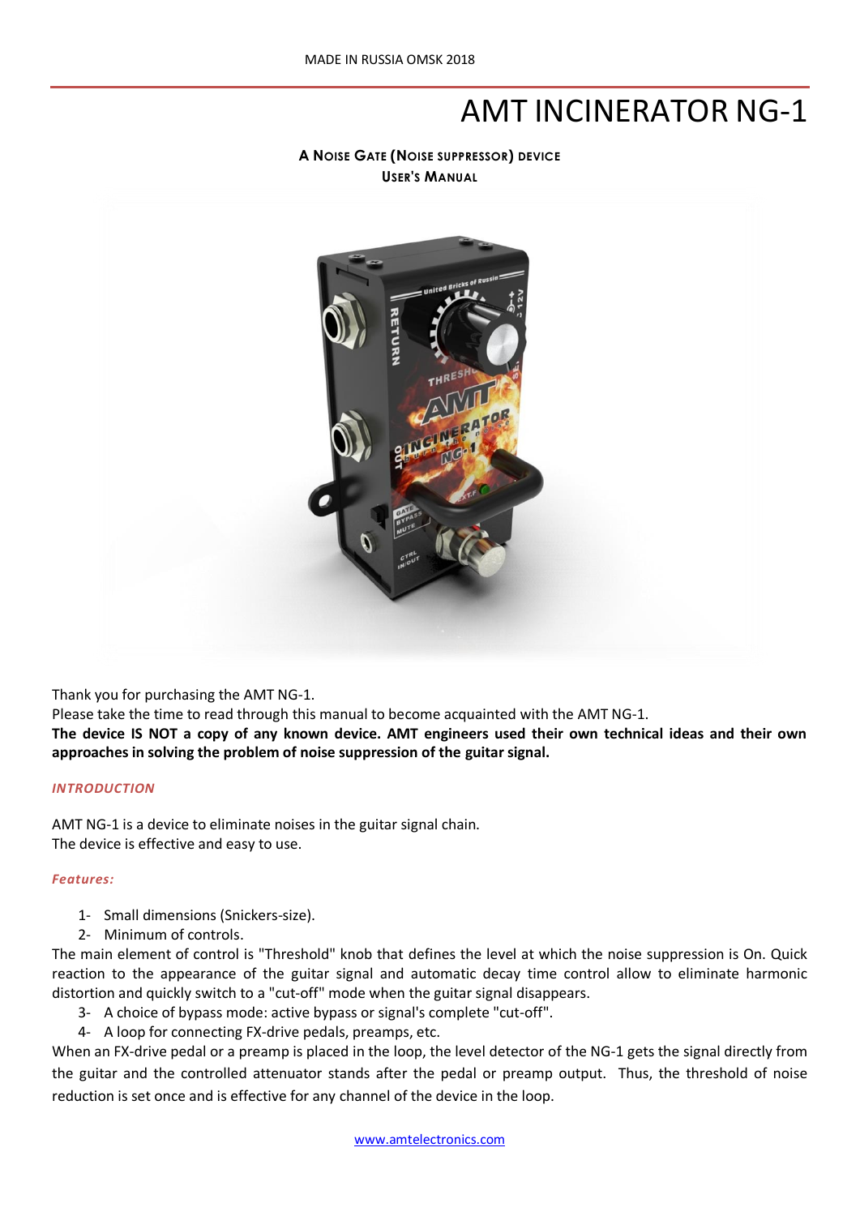MADE IN RUSSIA OMSK 2018

# AMT INCINERATOR NG-1

**A NOISE GATE (NOISE SUPPRESSOR) DEVICE**
**USER'S MANUAL**

Thank you for purchasing the AMT NG-1.
Please take the time to read through this manual to become acquainted with the AMT NG-1.
**The device IS NOT a copy of any known device. AMT engineers used their own technical ideas and their own approaches in solving the problem of noise suppression of the guitar signal.**

## *INTRODUCTION*

AMT NG-1 is a device to eliminate noises in the guitar signal chain.
The device is effective and easy to use.

### *Features:*

1- Small dimensions (Snickers-size).
2- Minimum of controls.

The main element of control is "Threshold" knob that defines the level at which the noise suppression is On. Quick reaction to the appearance of the guitar signal and automatic decay time control allow to eliminate harmonic distortion and quickly switch to a "cut-off" mode when the guitar signal disappears.

3- A choice of bypass mode: active bypass or signal's complete "cut-off".
4- A loop for connecting FX-drive pedals, preamps, etc.

When an FX-drive pedal or a preamp is placed in the loop, the level detector of the NG-1 gets the signal directly from the guitar and the controlled attenuator stands after the pedal or preamp output. Thus, the threshold of noise reduction is set once and is effective for any channel of the device in the loop.

www.amtelectronics.com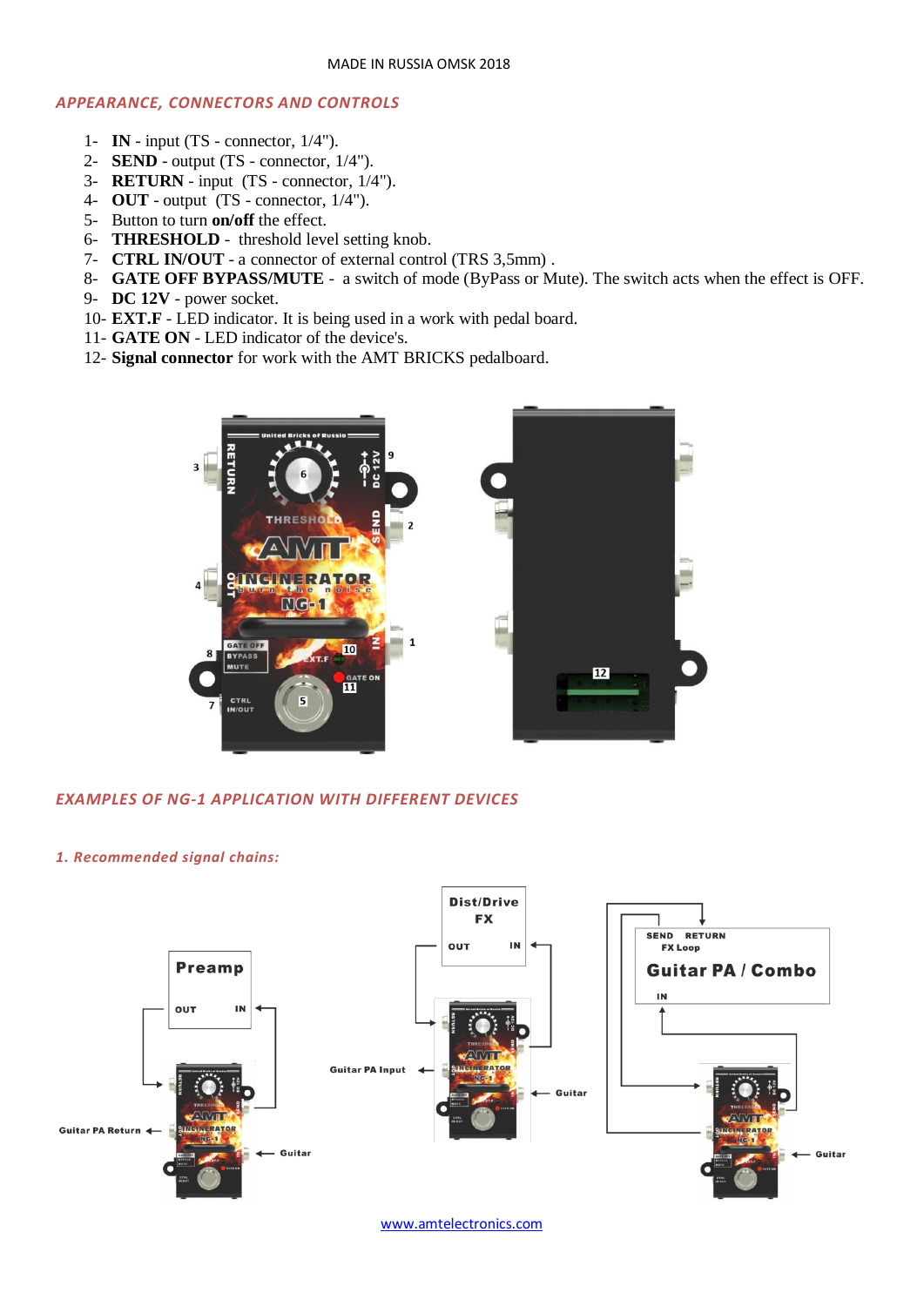MADE IN RUSSIA OMSK 2018

## APPEARANCE, CONNECTORS AND CONTROLS

1- **IN** - input (TS - connector, 1/4").
2- **SEND** - output (TS - connector, 1/4").
3- **RETURN** - input (TS - connector, 1/4").
4- **OUT** - output (TS - connector, 1/4").
5- Button to turn **on/off** the effect.
6- **THRESHOLD** - threshold level setting knob.
7- **CTRL IN/OUT** - a connector of external control (TRS 3,5mm) .
8- **GATE OFF BYPASS/MUTE** - a switch of mode (ByPass or Mute). The switch acts when the effect is OFF.
9- **DC 12V** - power socket.
10- **EXT.F** - LED indicator. It is being used in a work with pedal board.
11- **GATE ON** - LED indicator of the device's.
12- **Signal connector** for work with the AMT BRICKS pedalboard.

## EXAMPLES OF NG-1 APPLICATION WITH DIFFERENT DEVICES

### 1. Recommended signal chains:

www.amtelectronics.com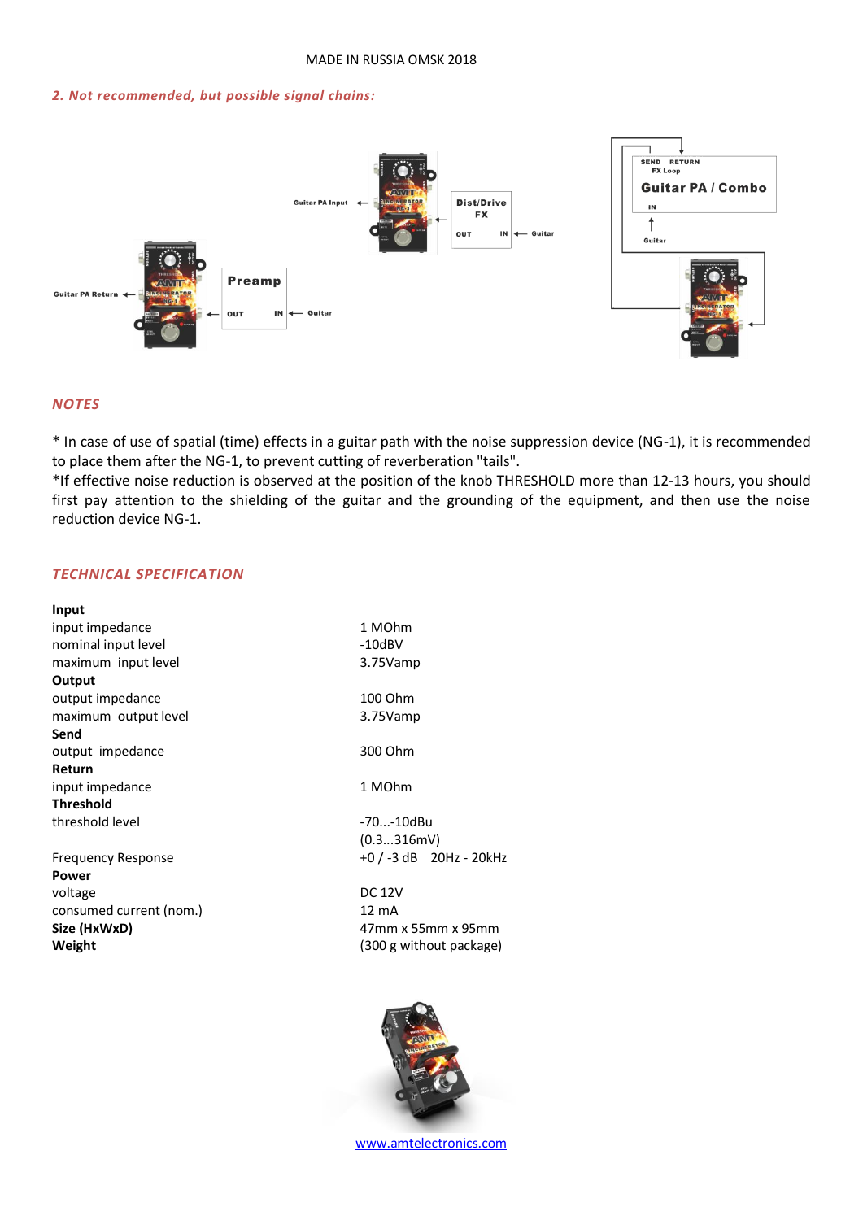MADE IN RUSSIA OMSK 2018

## 2. Not recommended, but possible signal chains:

Guitar PA Input

Dist/Drive FX

OUT IN Guitar

SEND RETURN FX Loop

Guitar PA / Combo

IN

Guitar

Guitar PA Return

Preamp

OUT IN Guitar

## NOTES

\* In case of use of spatial (time) effects in a guitar path with the noise suppression device (NG-1), it is recommended to place them after the NG-1, to prevent cutting of reverberation "tails".

*If effective noise reduction is observed at the position of the knob THRESHOLD more than 12-13 hours, you should first pay attention to the shielding of the guitar and the grounding of the equipment, and then use the noise reduction device NG-1.

## TECHNICAL SPECIFICATION

| | |
|---|---|
| **Input** | |
| input impedance | 1 MOhm |
| nominal input level | -10dBV |
| maximum input level | 3.75Vamp |
| **Output** | |
| output impedance | 100 Ohm |
| maximum output level | 3.75Vamp |
| **Send** | |
| output impedance | 300 Ohm |
| **Return** | |
| input impedance | 1 MOhm |
| **Threshold** | |
| threshold level | -70...-10dBu (0.3...316mV) |
| Frequency Response | +0 / -3 dB 20Hz - 20kHz |
| **Power** | |
| voltage | DC 12V |
| consumed current (nom.) | 12 mA |
| **Size (HxWxD)** | 47mm x 55mm x 95mm |
| **Weight** | (300 g without package) |

www.amtelectronics.com